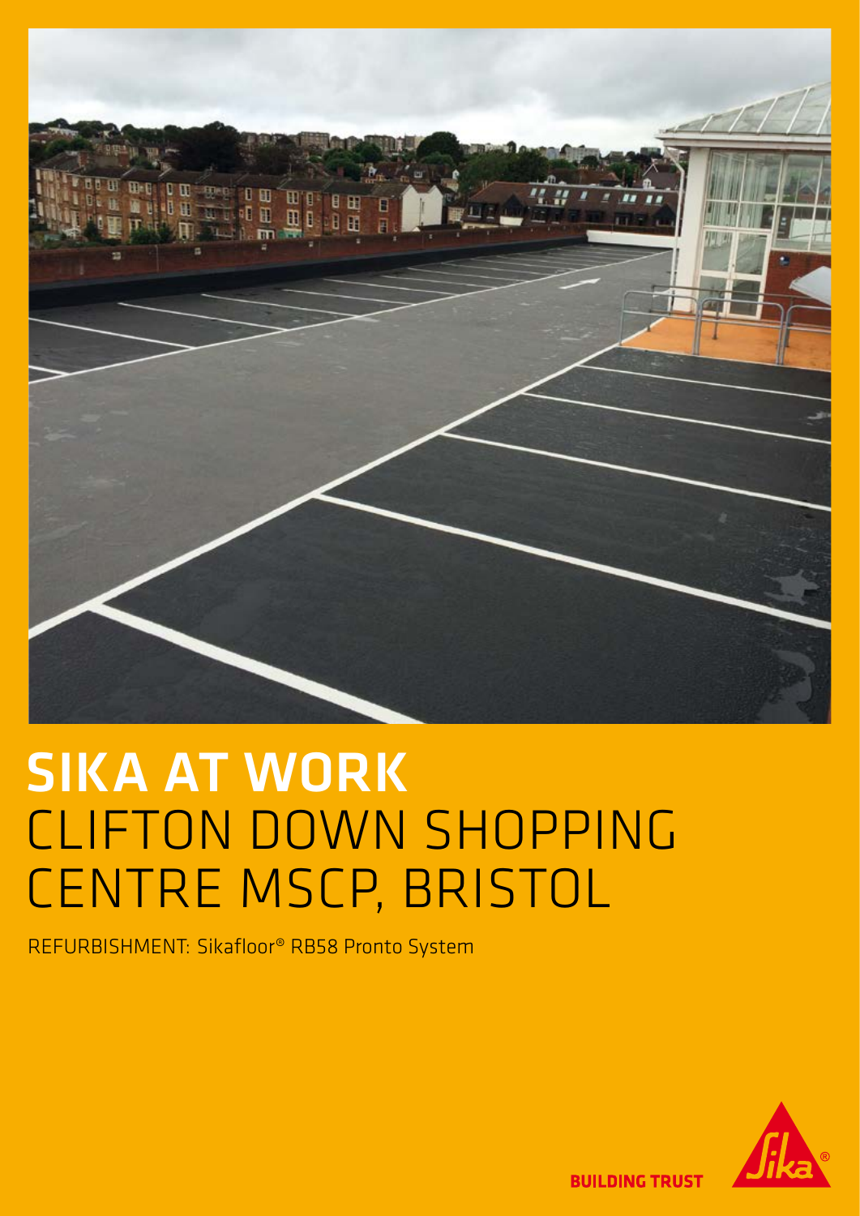# SIKA AT WORK
# CLIFTON DOWN SHOPPING CENTRE MSCP, BRISTOL

REFURBISHMENT: Sikafloor® RB58 Pronto System

BUILDING TRUST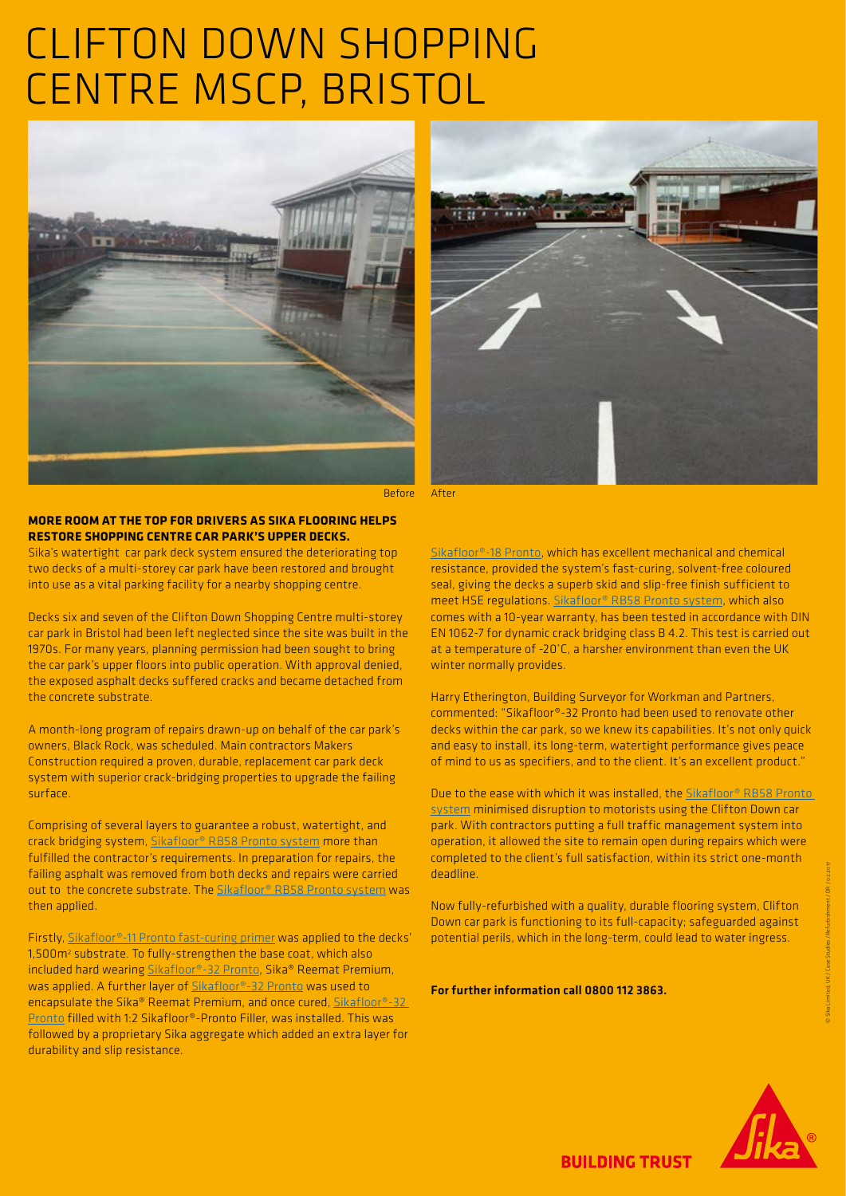# CLIFTON DOWN SHOPPING CENTRE MSCP, BRISTOL

Before After

**MORE ROOM AT THE TOP FOR DRIVERS AS SIKA FLOORING HELPS RESTORE SHOPPING CENTRE CAR PARK'S UPPER DECKS.**

Sika's watertight car park deck system ensured the deteriorating top two decks of a multi-storey car park have been restored and brought into use as a vital parking facility for a nearby shopping centre.

Decks six and seven of the Clifton Down Shopping Centre multi-storey car park in Bristol had been left neglected since the site was built in the 1970s. For many years, planning permission had been sought to bring the car park's upper floors into public operation. With approval denied, the exposed asphalt decks suffered cracks and became detached from the concrete substrate.

A month-long program of repairs drawn-up on behalf of the car park's owners, Black Rock, was scheduled. Main contractors Makers Construction required a proven, durable, replacement car park deck system with superior crack-bridging properties to upgrade the failing surface.

Comprising of several layers to guarantee a robust, watertight, and crack bridging system, Sikafloor® RB58 Pronto system more than fulfilled the contractor's requirements. In preparation for repairs, the failing asphalt was removed from both decks and repairs were carried out to the concrete substrate. The Sikafloor® RB58 Pronto system was then applied.

Firstly, Sikafloor®-11 Pronto fast-curing primer was applied to the decks' 1,500m² substrate. To fully-strengthen the base coat, which also included hard wearing Sikafloor®-32 Pronto, Sika® Reemat Premium, was applied. A further layer of Sikafloor®-32 Pronto was used to encapsulate the Sika® Reemat Premium, and once cured, Sikafloor®-32 Pronto filled with 1:2 Sikafloor®-Pronto Filler, was installed. This was followed by a proprietary Sika aggregate which added an extra layer for durability and slip resistance.

Sikafloor®-18 Pronto, which has excellent mechanical and chemical resistance, provided the system's fast-curing, solvent-free coloured seal, giving the decks a superb skid and slip-free finish sufficient to meet HSE regulations. Sikafloor® RB58 Pronto system, which also comes with a 10-year warranty, has been tested in accordance with DIN EN 1062-7 for dynamic crack bridging class B 4.2. This test is carried out at a temperature of -20˚C, a harsher environment than even the UK winter normally provides.

Harry Etherington, Building Surveyor for Workman and Partners, commented: "Sikafloor®-32 Pronto had been used to renovate other decks within the car park, so we knew its capabilities. It's not only quick and easy to install, its long-term, watertight performance gives peace of mind to us as specifiers, and to the client. It's an excellent product."

Due to the ease with which it was installed, the Sikafloor® RB58 Pronto system minimised disruption to motorists using the Clifton Down car park. With contractors putting a full traffic management system into operation, it allowed the site to remain open during repairs which were completed to the client's full satisfaction, within its strict one-month deadline.

Now fully-refurbished with a quality, durable flooring system, Clifton Down car park is functioning to its full-capacity; safeguarded against potential perils, which in the long-term, could lead to water ingress.

**For further information call 0800 112 3863.**

© Sika Limited, UK / Case Studies / Refurbishment / 01 / 022017

**BUILDING TRUST**